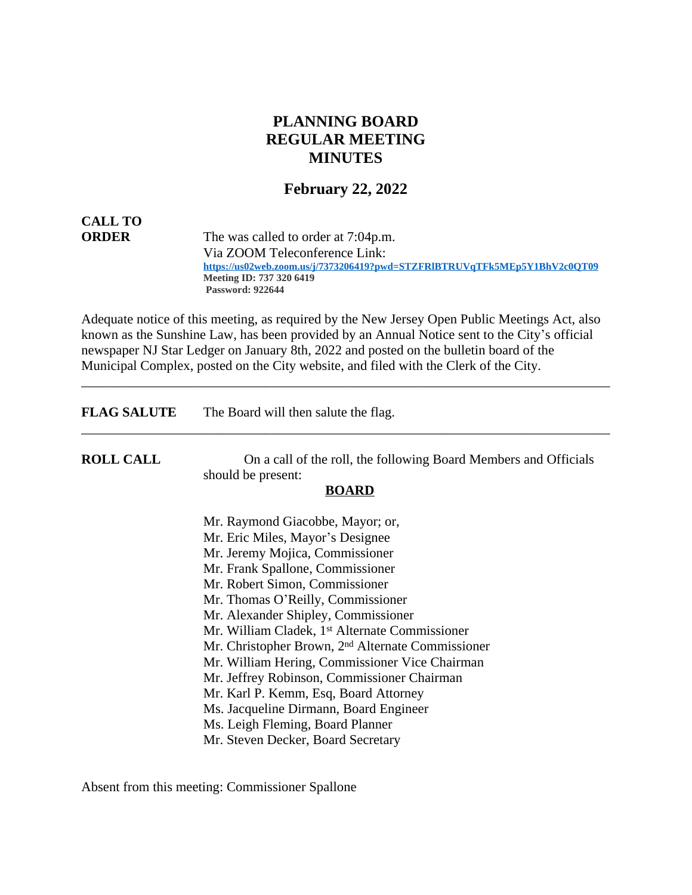# PLANNING BOARD
# REGULAR MEETING
# MINUTES

## February 22, 2022

**CALL TO ORDER** The was called to order at 7:04p.m.
Via ZOOM Teleconference Link:
**https://us02web.zoom.us/j/7373206419?pwd=STZFRlBTRUVqTFk5MEp5Y1BhV2c0QT09**
**Meeting ID: 737 320 6419**
**Password: 922644**

Adequate notice of this meeting, as required by the New Jersey Open Public Meetings Act, also known as the Sunshine Law, has been provided by an Annual Notice sent to the City's official newspaper NJ Star Ledger on January 8th, 2022 and posted on the bulletin board of the Municipal Complex, posted on the City website, and filed with the Clerk of the City.

---

**FLAG SALUTE** The Board will then salute the flag.

---

**ROLL CALL** On a call of the roll, the following Board Members and Officials should be present:

**BOARD**

Mr. Raymond Giacobbe, Mayor; or,
Mr. Eric Miles, Mayor's Designee
Mr. Jeremy Mojica, Commissioner
Mr. Frank Spallone, Commissioner
Mr. Robert Simon, Commissioner
Mr. Thomas O'Reilly, Commissioner
Mr. Alexander Shipley, Commissioner
Mr. William Cladek, 1st Alternate Commissioner
Mr. Christopher Brown, 2nd Alternate Commissioner
Mr. William Hering, Commissioner Vice Chairman
Mr. Jeffrey Robinson, Commissioner Chairman
Mr. Karl P. Kemm, Esq, Board Attorney
Ms. Jacqueline Dirmann, Board Engineer
Ms. Leigh Fleming, Board Planner
Mr. Steven Decker, Board Secretary

Absent from this meeting: Commissioner Spallone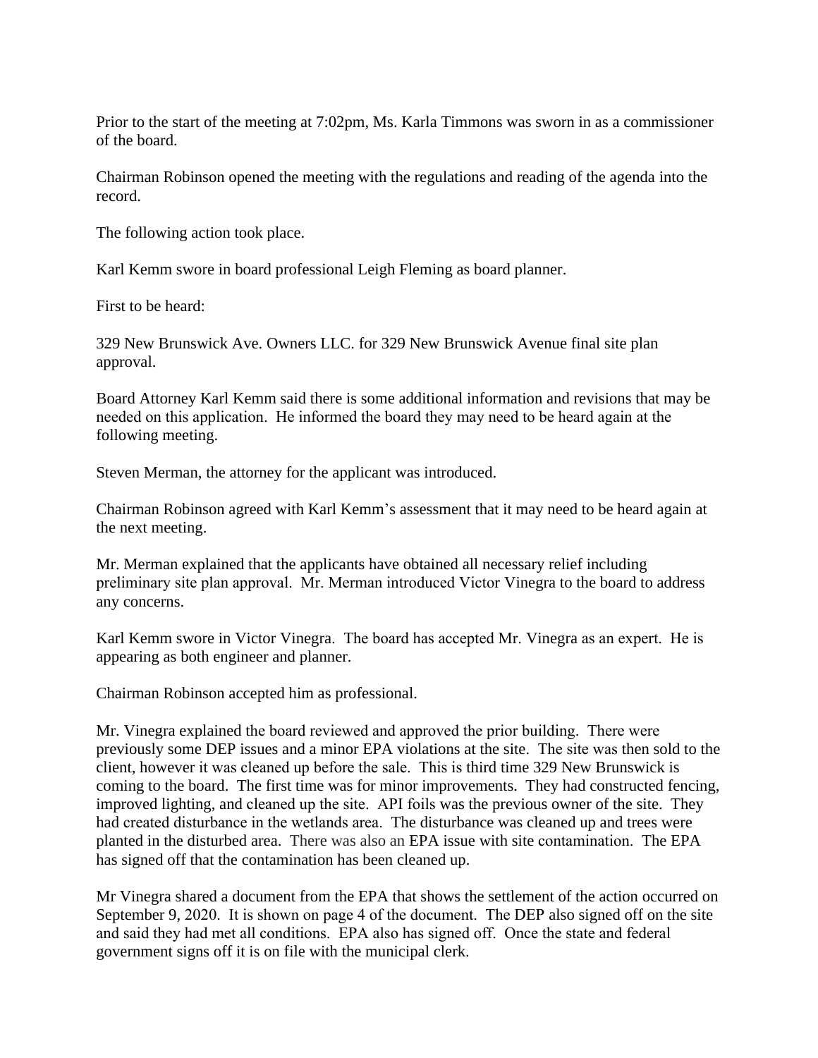Prior to the start of the meeting at 7:02pm, Ms. Karla Timmons was sworn in as a commissioner of the board.

Chairman Robinson opened the meeting with the regulations and reading of the agenda into the record.

The following action took place.

Karl Kemm swore in board professional Leigh Fleming as board planner.

First to be heard:

329 New Brunswick Ave. Owners LLC. for 329 New Brunswick Avenue final site plan approval.

Board Attorney Karl Kemm said there is some additional information and revisions that may be needed on this application. He informed the board they may need to be heard again at the following meeting.

Steven Merman, the attorney for the applicant was introduced.

Chairman Robinson agreed with Karl Kemm's assessment that it may need to be heard again at the next meeting.

Mr. Merman explained that the applicants have obtained all necessary relief including preliminary site plan approval. Mr. Merman introduced Victor Vinegra to the board to address any concerns.

Karl Kemm swore in Victor Vinegra. The board has accepted Mr. Vinegra as an expert. He is appearing as both engineer and planner.

Chairman Robinson accepted him as professional.

Mr. Vinegra explained the board reviewed and approved the prior building. There were previously some DEP issues and a minor EPA violations at the site. The site was then sold to the client, however it was cleaned up before the sale. This is third time 329 New Brunswick is coming to the board. The first time was for minor improvements. They had constructed fencing, improved lighting, and cleaned up the site. API foils was the previous owner of the site. They had created disturbance in the wetlands area. The disturbance was cleaned up and trees were planted in the disturbed area. There was also an EPA issue with site contamination. The EPA has signed off that the contamination has been cleaned up.

Mr Vinegra shared a document from the EPA that shows the settlement of the action occurred on September 9, 2020. It is shown on page 4 of the document. The DEP also signed off on the site and said they had met all conditions. EPA also has signed off. Once the state and federal government signs off it is on file with the municipal clerk.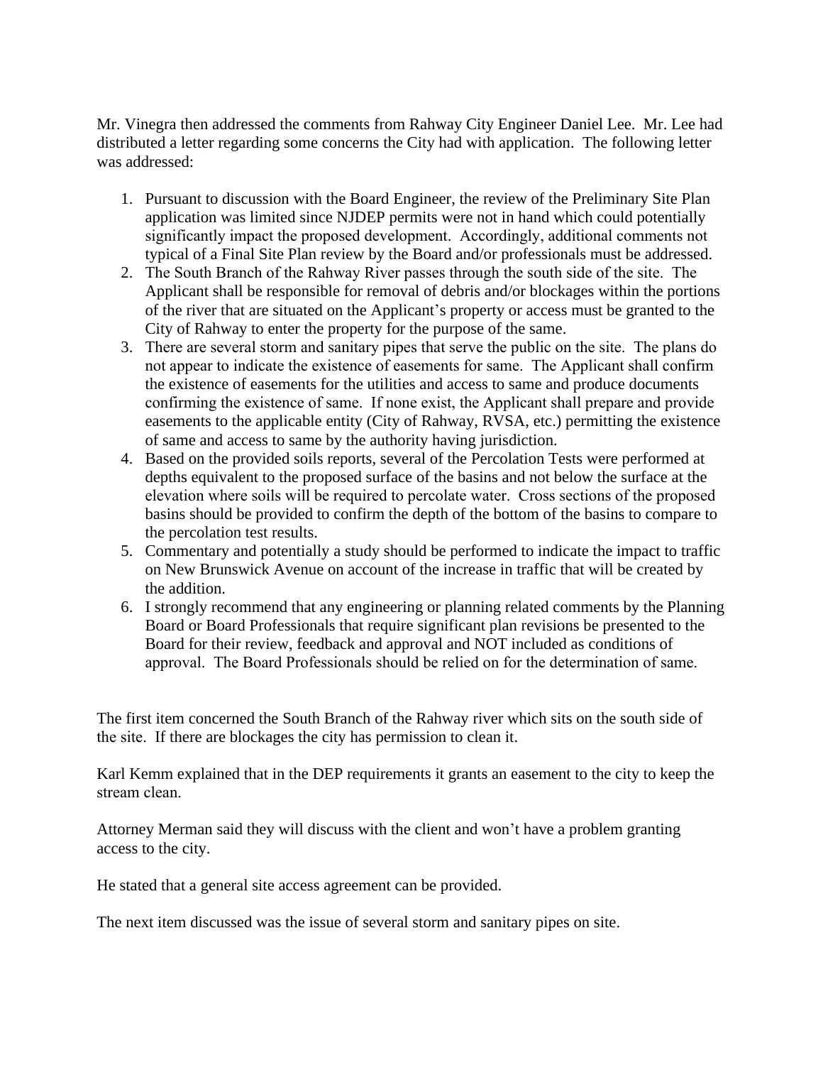Mr. Vinegra then addressed the comments from Rahway City Engineer Daniel Lee. Mr. Lee had distributed a letter regarding some concerns the City had with application. The following letter was addressed:

1. Pursuant to discussion with the Board Engineer, the review of the Preliminary Site Plan application was limited since NJDEP permits were not in hand which could potentially significantly impact the proposed development. Accordingly, additional comments not typical of a Final Site Plan review by the Board and/or professionals must be addressed.
2. The South Branch of the Rahway River passes through the south side of the site. The Applicant shall be responsible for removal of debris and/or blockages within the portions of the river that are situated on the Applicant's property or access must be granted to the City of Rahway to enter the property for the purpose of the same.
3. There are several storm and sanitary pipes that serve the public on the site. The plans do not appear to indicate the existence of easements for same. The Applicant shall confirm the existence of easements for the utilities and access to same and produce documents confirming the existence of same. If none exist, the Applicant shall prepare and provide easements to the applicable entity (City of Rahway, RVSA, etc.) permitting the existence of same and access to same by the authority having jurisdiction.
4. Based on the provided soils reports, several of the Percolation Tests were performed at depths equivalent to the proposed surface of the basins and not below the surface at the elevation where soils will be required to percolate water. Cross sections of the proposed basins should be provided to confirm the depth of the bottom of the basins to compare to the percolation test results.
5. Commentary and potentially a study should be performed to indicate the impact to traffic on New Brunswick Avenue on account of the increase in traffic that will be created by the addition.
6. I strongly recommend that any engineering or planning related comments by the Planning Board or Board Professionals that require significant plan revisions be presented to the Board for their review, feedback and approval and NOT included as conditions of approval. The Board Professionals should be relied on for the determination of same.

The first item concerned the South Branch of the Rahway river which sits on the south side of the site. If there are blockages the city has permission to clean it.

Karl Kemm explained that in the DEP requirements it grants an easement to the city to keep the stream clean.

Attorney Merman said they will discuss with the client and won't have a problem granting access to the city.

He stated that a general site access agreement can be provided.

The next item discussed was the issue of several storm and sanitary pipes on site.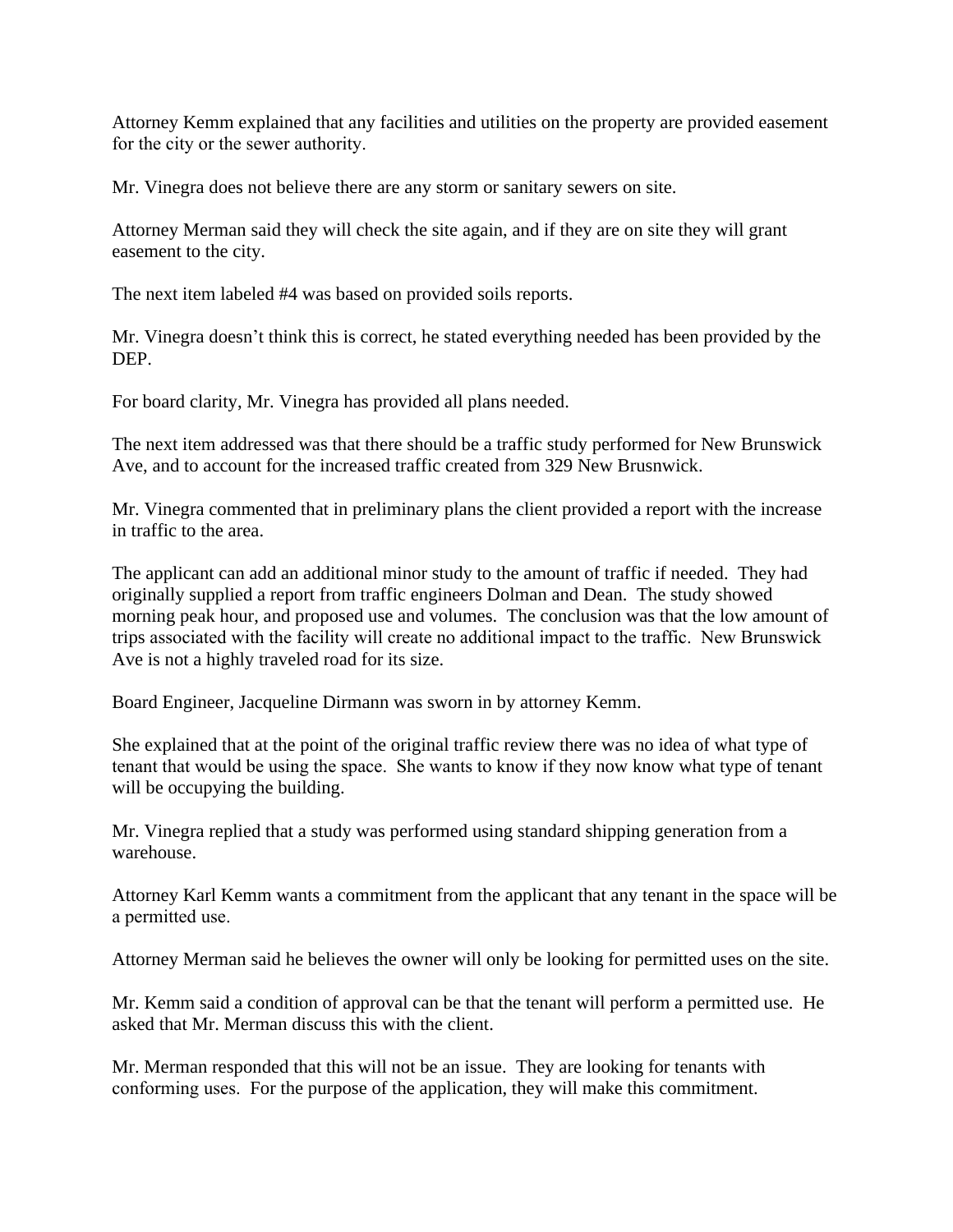Attorney Kemm explained that any facilities and utilities on the property are provided easement for the city or the sewer authority.

Mr. Vinegra does not believe there are any storm or sanitary sewers on site.

Attorney Merman said they will check the site again, and if they are on site they will grant easement to the city.

The next item labeled #4 was based on provided soils reports.

Mr. Vinegra doesn't think this is correct, he stated everything needed has been provided by the DEP.

For board clarity, Mr. Vinegra has provided all plans needed.

The next item addressed was that there should be a traffic study performed for New Brunswick Ave, and to account for the increased traffic created from 329 New Brusnwick.

Mr. Vinegra commented that in preliminary plans the client provided a report with the increase in traffic to the area.

The applicant can add an additional minor study to the amount of traffic if needed. They had originally supplied a report from traffic engineers Dolman and Dean. The study showed morning peak hour, and proposed use and volumes. The conclusion was that the low amount of trips associated with the facility will create no additional impact to the traffic. New Brunswick Ave is not a highly traveled road for its size.

Board Engineer, Jacqueline Dirmann was sworn in by attorney Kemm.

She explained that at the point of the original traffic review there was no idea of what type of tenant that would be using the space. She wants to know if they now know what type of tenant will be occupying the building.

Mr. Vinegra replied that a study was performed using standard shipping generation from a warehouse.

Attorney Karl Kemm wants a commitment from the applicant that any tenant in the space will be a permitted use.

Attorney Merman said he believes the owner will only be looking for permitted uses on the site.

Mr. Kemm said a condition of approval can be that the tenant will perform a permitted use. He asked that Mr. Merman discuss this with the client.

Mr. Merman responded that this will not be an issue. They are looking for tenants with conforming uses. For the purpose of the application, they will make this commitment.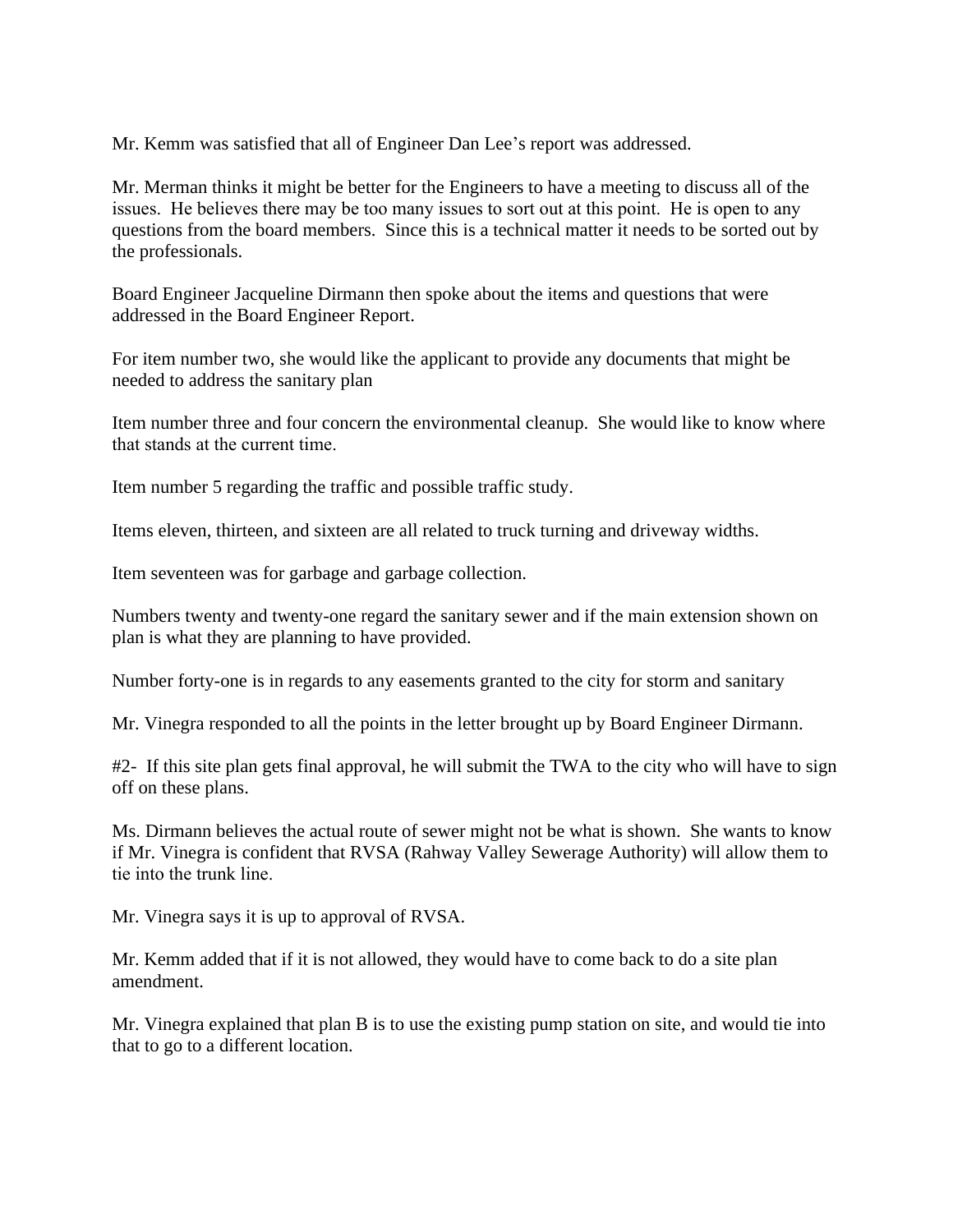Mr. Kemm was satisfied that all of Engineer Dan Lee's report was addressed.

Mr. Merman thinks it might be better for the Engineers to have a meeting to discuss all of the issues. He believes there may be too many issues to sort out at this point. He is open to any questions from the board members. Since this is a technical matter it needs to be sorted out by the professionals.

Board Engineer Jacqueline Dirmann then spoke about the items and questions that were addressed in the Board Engineer Report.

For item number two, she would like the applicant to provide any documents that might be needed to address the sanitary plan

Item number three and four concern the environmental cleanup. She would like to know where that stands at the current time.

Item number 5 regarding the traffic and possible traffic study.

Items eleven, thirteen, and sixteen are all related to truck turning and driveway widths.

Item seventeen was for garbage and garbage collection.

Numbers twenty and twenty-one regard the sanitary sewer and if the main extension shown on plan is what they are planning to have provided.

Number forty-one is in regards to any easements granted to the city for storm and sanitary

Mr. Vinegra responded to all the points in the letter brought up by Board Engineer Dirmann.

#2- If this site plan gets final approval, he will submit the TWA to the city who will have to sign off on these plans.

Ms. Dirmann believes the actual route of sewer might not be what is shown. She wants to know if Mr. Vinegra is confident that RVSA (Rahway Valley Sewerage Authority) will allow them to tie into the trunk line.

Mr. Vinegra says it is up to approval of RVSA.

Mr. Kemm added that if it is not allowed, they would have to come back to do a site plan amendment.

Mr. Vinegra explained that plan B is to use the existing pump station on site, and would tie into that to go to a different location.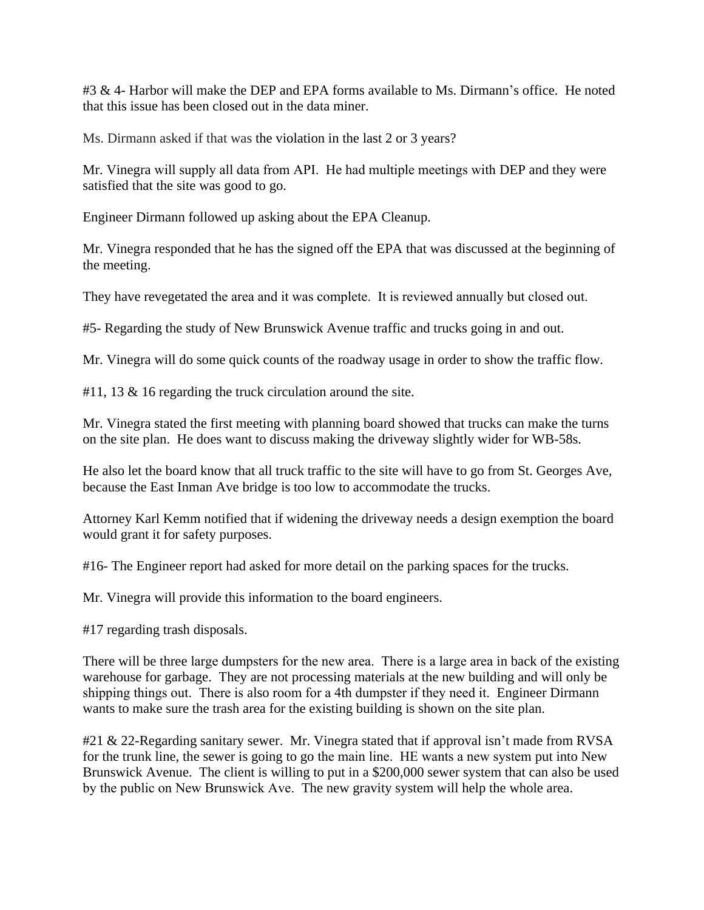#3 & 4- Harbor will make the DEP and EPA forms available to Ms. Dirmann's office. He noted that this issue has been closed out in the data miner.

Ms. Dirmann asked if that was the violation in the last 2 or 3 years?

Mr. Vinegra will supply all data from API. He had multiple meetings with DEP and they were satisfied that the site was good to go.

Engineer Dirmann followed up asking about the EPA Cleanup.

Mr. Vinegra responded that he has the signed off the EPA that was discussed at the beginning of the meeting.

They have revegetated the area and it was complete. It is reviewed annually but closed out.

#5- Regarding the study of New Brunswick Avenue traffic and trucks going in and out.

Mr. Vinegra will do some quick counts of the roadway usage in order to show the traffic flow.

#11, 13 & 16 regarding the truck circulation around the site.

Mr. Vinegra stated the first meeting with planning board showed that trucks can make the turns on the site plan. He does want to discuss making the driveway slightly wider for WB-58s.

He also let the board know that all truck traffic to the site will have to go from St. Georges Ave, because the East Inman Ave bridge is too low to accommodate the trucks.

Attorney Karl Kemm notified that if widening the driveway needs a design exemption the board would grant it for safety purposes.

#16- The Engineer report had asked for more detail on the parking spaces for the trucks.

Mr. Vinegra will provide this information to the board engineers.

#17 regarding trash disposals.

There will be three large dumpsters for the new area. There is a large area in back of the existing warehouse for garbage. They are not processing materials at the new building and will only be shipping things out. There is also room for a 4th dumpster if they need it. Engineer Dirmann wants to make sure the trash area for the existing building is shown on the site plan.

#21 & 22-Regarding sanitary sewer. Mr. Vinegra stated that if approval isn't made from RVSA for the trunk line, the sewer is going to go the main line. HE wants a new system put into New Brunswick Avenue. The client is willing to put in a $200,000 sewer system that can also be used by the public on New Brunswick Ave. The new gravity system will help the whole area.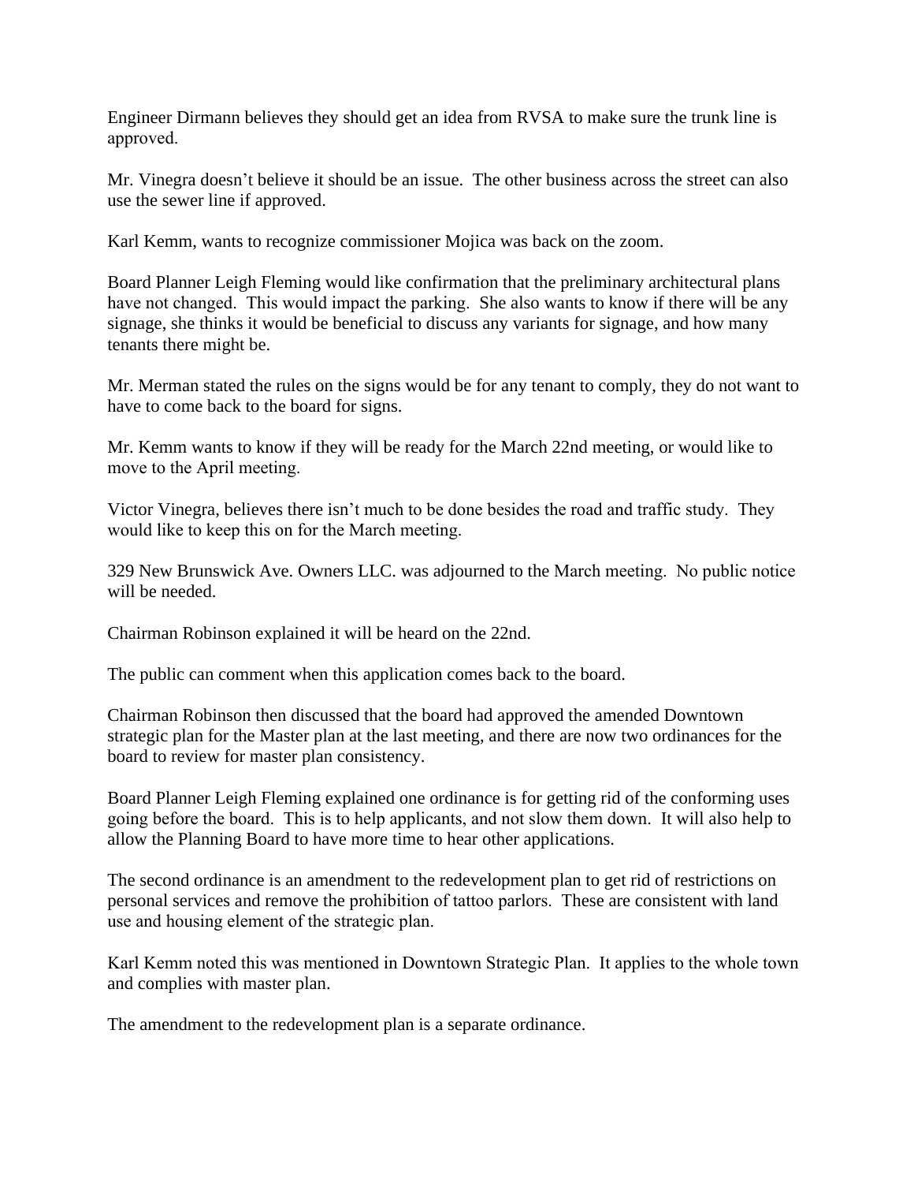Engineer Dirmann believes they should get an idea from RVSA to make sure the trunk line is approved.

Mr. Vinegra doesn't believe it should be an issue. The other business across the street can also use the sewer line if approved.

Karl Kemm, wants to recognize commissioner Mojica was back on the zoom.

Board Planner Leigh Fleming would like confirmation that the preliminary architectural plans have not changed. This would impact the parking. She also wants to know if there will be any signage, she thinks it would be beneficial to discuss any variants for signage, and how many tenants there might be.

Mr. Merman stated the rules on the signs would be for any tenant to comply, they do not want to have to come back to the board for signs.

Mr. Kemm wants to know if they will be ready for the March 22nd meeting, or would like to move to the April meeting.

Victor Vinegra, believes there isn't much to be done besides the road and traffic study. They would like to keep this on for the March meeting.

329 New Brunswick Ave. Owners LLC. was adjourned to the March meeting. No public notice will be needed.

Chairman Robinson explained it will be heard on the 22nd.

The public can comment when this application comes back to the board.

Chairman Robinson then discussed that the board had approved the amended Downtown strategic plan for the Master plan at the last meeting, and there are now two ordinances for the board to review for master plan consistency.

Board Planner Leigh Fleming explained one ordinance is for getting rid of the conforming uses going before the board. This is to help applicants, and not slow them down. It will also help to allow the Planning Board to have more time to hear other applications.

The second ordinance is an amendment to the redevelopment plan to get rid of restrictions on personal services and remove the prohibition of tattoo parlors. These are consistent with land use and housing element of the strategic plan.

Karl Kemm noted this was mentioned in Downtown Strategic Plan. It applies to the whole town and complies with master plan.

The amendment to the redevelopment plan is a separate ordinance.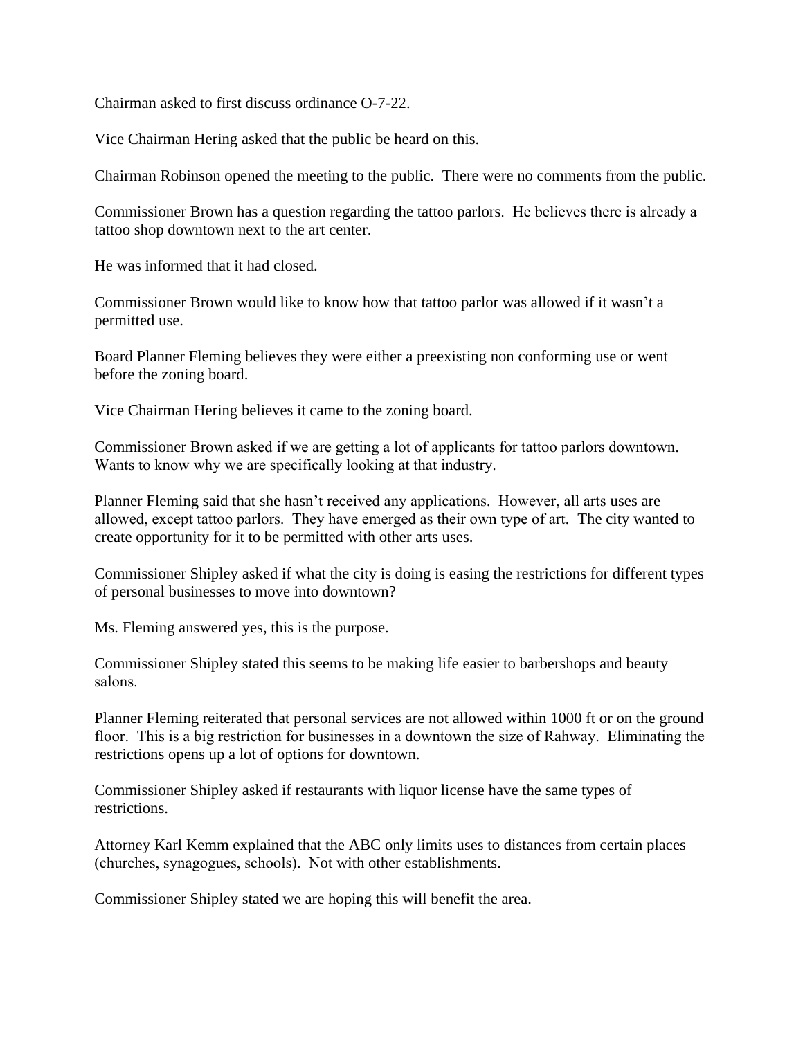Chairman asked to first discuss ordinance O-7-22.

Vice Chairman Hering asked that the public be heard on this.

Chairman Robinson opened the meeting to the public. There were no comments from the public.

Commissioner Brown has a question regarding the tattoo parlors. He believes there is already a tattoo shop downtown next to the art center.

He was informed that it had closed.

Commissioner Brown would like to know how that tattoo parlor was allowed if it wasn't a permitted use.

Board Planner Fleming believes they were either a preexisting non conforming use or went before the zoning board.

Vice Chairman Hering believes it came to the zoning board.

Commissioner Brown asked if we are getting a lot of applicants for tattoo parlors downtown. Wants to know why we are specifically looking at that industry.

Planner Fleming said that she hasn't received any applications. However, all arts uses are allowed, except tattoo parlors. They have emerged as their own type of art. The city wanted to create opportunity for it to be permitted with other arts uses.

Commissioner Shipley asked if what the city is doing is easing the restrictions for different types of personal businesses to move into downtown?

Ms. Fleming answered yes, this is the purpose.

Commissioner Shipley stated this seems to be making life easier to barbershops and beauty salons.

Planner Fleming reiterated that personal services are not allowed within 1000 ft or on the ground floor. This is a big restriction for businesses in a downtown the size of Rahway. Eliminating the restrictions opens up a lot of options for downtown.

Commissioner Shipley asked if restaurants with liquor license have the same types of restrictions.

Attorney Karl Kemm explained that the ABC only limits uses to distances from certain places (churches, synagogues, schools). Not with other establishments.

Commissioner Shipley stated we are hoping this will benefit the area.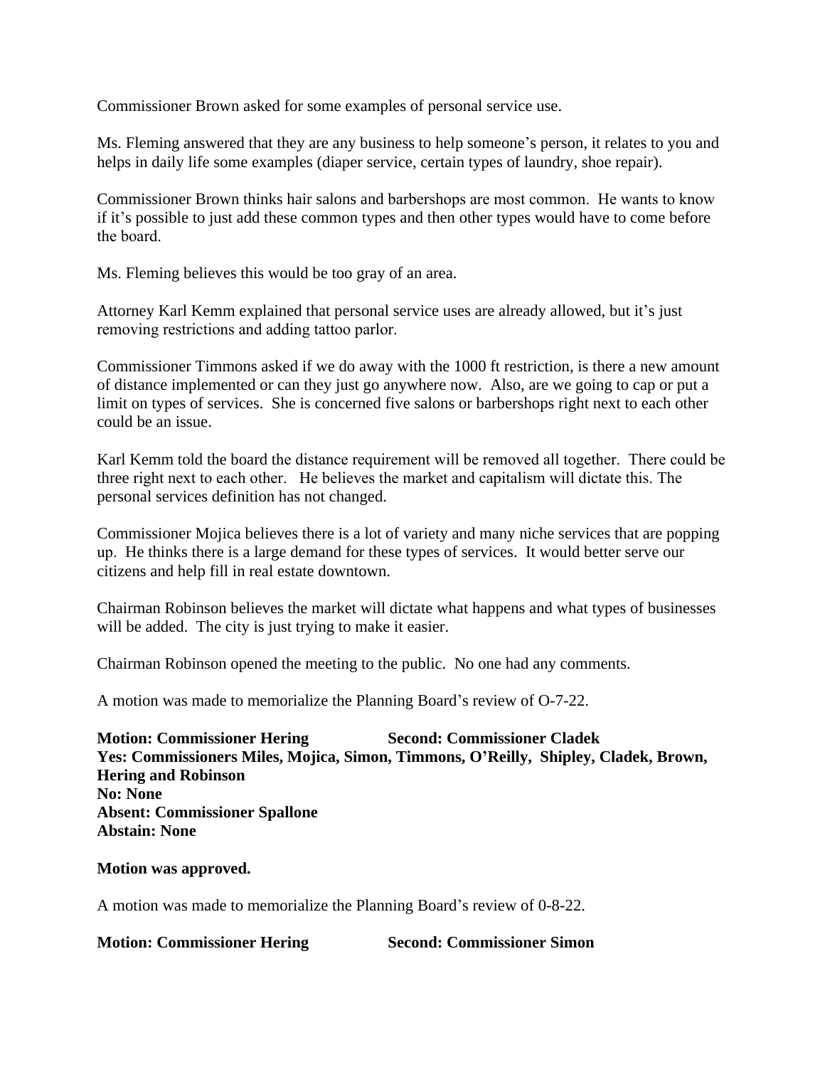Commissioner Brown asked for some examples of personal service use.

Ms. Fleming answered that they are any business to help someone's person, it relates to you and helps in daily life some examples (diaper service, certain types of laundry, shoe repair).

Commissioner Brown thinks hair salons and barbershops are most common. He wants to know if it's possible to just add these common types and then other types would have to come before the board.

Ms. Fleming believes this would be too gray of an area.

Attorney Karl Kemm explained that personal service uses are already allowed, but it's just removing restrictions and adding tattoo parlor.

Commissioner Timmons asked if we do away with the 1000 ft restriction, is there a new amount of distance implemented or can they just go anywhere now. Also, are we going to cap or put a limit on types of services. She is concerned five salons or barbershops right next to each other could be an issue.

Karl Kemm told the board the distance requirement will be removed all together. There could be three right next to each other. He believes the market and capitalism will dictate this. The personal services definition has not changed.

Commissioner Mojica believes there is a lot of variety and many niche services that are popping up. He thinks there is a large demand for these types of services. It would better serve our citizens and help fill in real estate downtown.

Chairman Robinson believes the market will dictate what happens and what types of businesses will be added. The city is just trying to make it easier.

Chairman Robinson opened the meeting to the public. No one had any comments.

A motion was made to memorialize the Planning Board's review of O-7-22.

**Motion: Commissioner Hering Second: Commissioner Cladek**
**Yes: Commissioners Miles, Mojica, Simon, Timmons, O'Reilly, Shipley, Cladek, Brown, Hering and Robinson**
**No: None**
**Absent: Commissioner Spallone**
**Abstain: None**

**Motion was approved.**

A motion was made to memorialize the Planning Board's review of 0-8-22.

**Motion: Commissioner Hering Second: Commissioner Simon**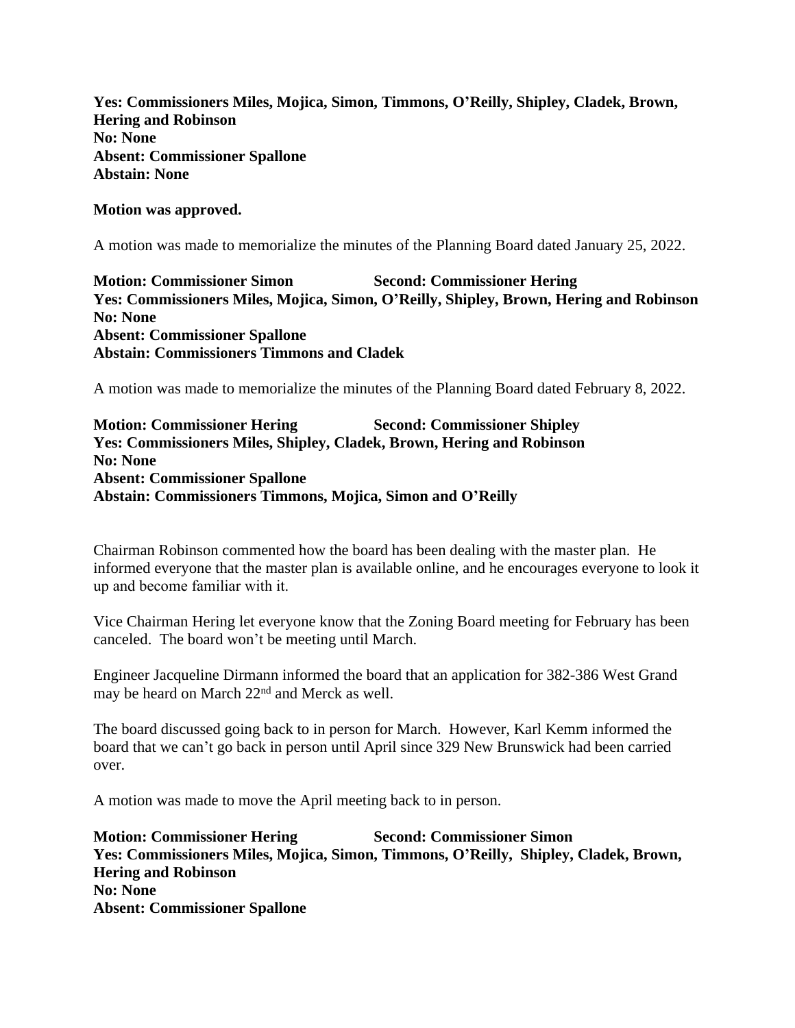**Yes: Commissioners Miles, Mojica, Simon, Timmons, O'Reilly, Shipley, Cladek, Brown, Hering and Robinson**
**No: None**
**Absent: Commissioner Spallone**
**Abstain: None**

**Motion was approved.**

A motion was made to memorialize the minutes of the Planning Board dated January 25, 2022.

**Motion: Commissioner Simon Second: Commissioner Hering**
**Yes: Commissioners Miles, Mojica, Simon, O'Reilly, Shipley, Brown, Hering and Robinson**
**No: None**
**Absent: Commissioner Spallone**
**Abstain: Commissioners Timmons and Cladek**

A motion was made to memorialize the minutes of the Planning Board dated February 8, 2022.

**Motion: Commissioner Hering Second: Commissioner Shipley**
**Yes: Commissioners Miles, Shipley, Cladek, Brown, Hering and Robinson**
**No: None**
**Absent: Commissioner Spallone**
**Abstain: Commissioners Timmons, Mojica, Simon and O'Reilly**

Chairman Robinson commented how the board has been dealing with the master plan. He informed everyone that the master plan is available online, and he encourages everyone to look it up and become familiar with it.

Vice Chairman Hering let everyone know that the Zoning Board meeting for February has been canceled. The board won't be meeting until March.

Engineer Jacqueline Dirmann informed the board that an application for 382-386 West Grand may be heard on March 22nd and Merck as well.

The board discussed going back to in person for March. However, Karl Kemm informed the board that we can't go back in person until April since 329 New Brunswick had been carried over.

A motion was made to move the April meeting back to in person.

**Motion: Commissioner Hering Second: Commissioner Simon**
**Yes: Commissioners Miles, Mojica, Simon, Timmons, O'Reilly, Shipley, Cladek, Brown, Hering and Robinson**
**No: None**
**Absent: Commissioner Spallone**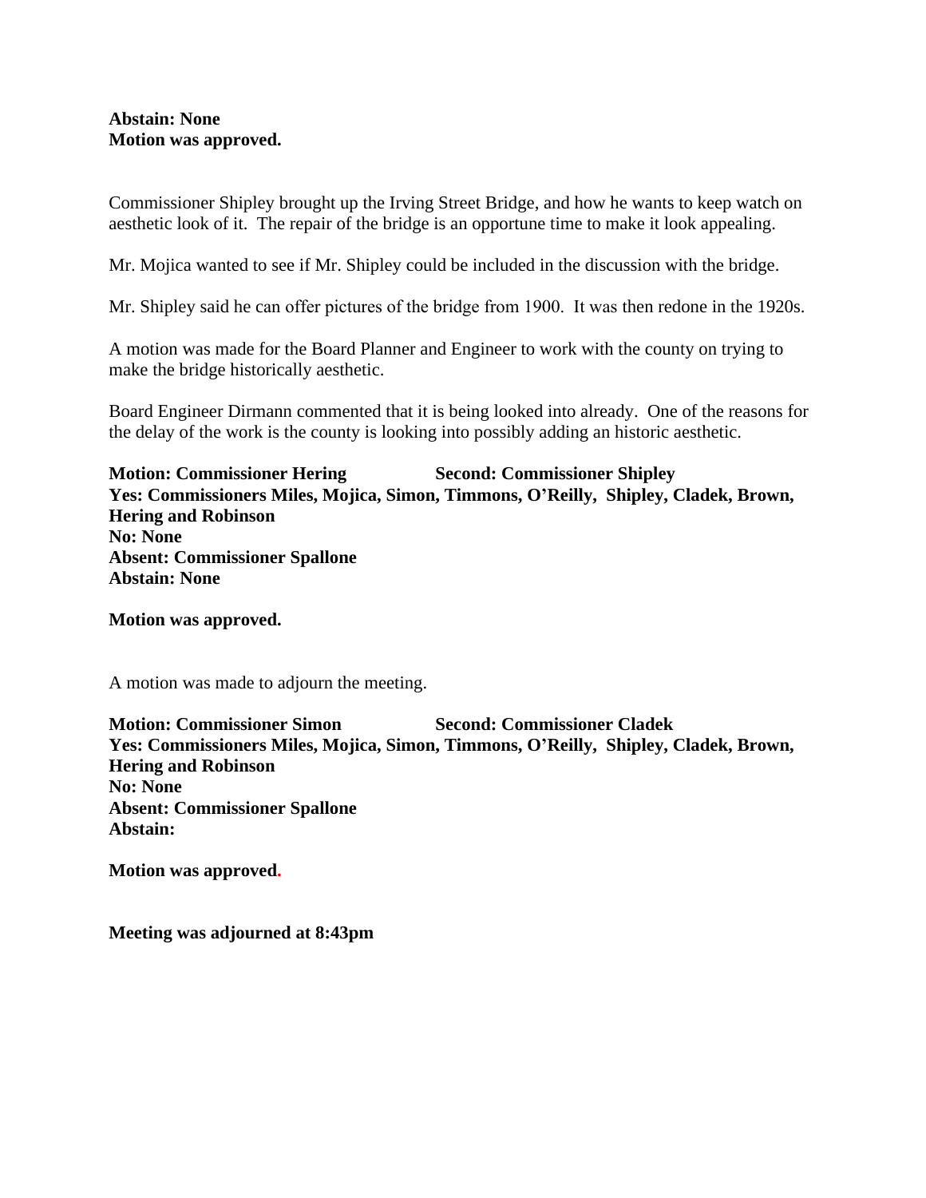**Abstain: None**
**Motion was approved.**

Commissioner Shipley brought up the Irving Street Bridge, and how he wants to keep watch on aesthetic look of it. The repair of the bridge is an opportune time to make it look appealing.

Mr. Mojica wanted to see if Mr. Shipley could be included in the discussion with the bridge.

Mr. Shipley said he can offer pictures of the bridge from 1900. It was then redone in the 1920s.

A motion was made for the Board Planner and Engineer to work with the county on trying to make the bridge historically aesthetic.

Board Engineer Dirmann commented that it is being looked into already. One of the reasons for the delay of the work is the county is looking into possibly adding an historic aesthetic.

**Motion: Commissioner Hering Second: Commissioner Shipley**
**Yes: Commissioners Miles, Mojica, Simon, Timmons, O'Reilly, Shipley, Cladek, Brown, Hering and Robinson**
**No: None**
**Absent: Commissioner Spallone**
**Abstain: None**

**Motion was approved.**

A motion was made to adjourn the meeting.

**Motion: Commissioner Simon Second: Commissioner Cladek**
**Yes: Commissioners Miles, Mojica, Simon, Timmons, O'Reilly, Shipley, Cladek, Brown, Hering and Robinson**
**No: None**
**Absent: Commissioner Spallone**
**Abstain:**

**Motion was approved.**

**Meeting was adjourned at 8:43pm**